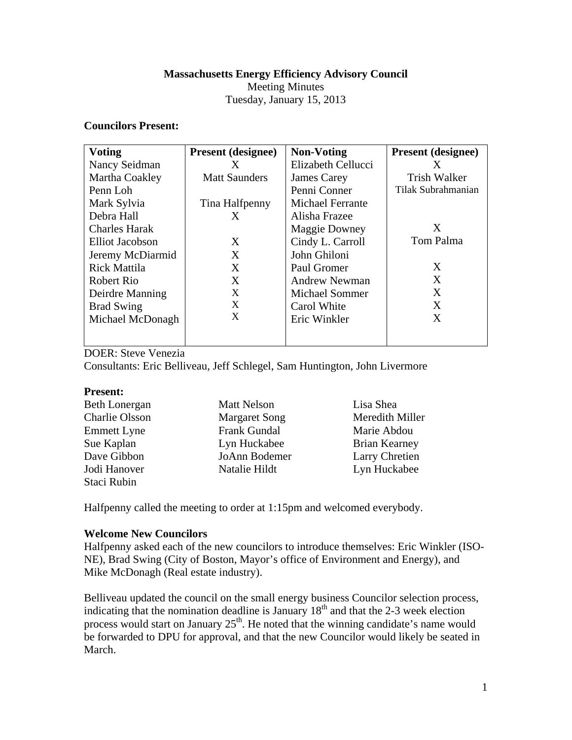**Massachusetts Energy Efficiency Advisory Council**
Meeting Minutes
Tuesday, January 15, 2013

**Councilors Present:**

| Voting | Present (designee) | Non-Voting | Present (designee) |
|---|---|---|---|
| Nancy Seidman | X | Elizabeth Cellucci | X |
| Martha Coakley | Matt Saunders | James Carey | Trish Walker |
| Penn Loh | | Penni Conner | Tilak Subrahmanian |
| Mark Sylvia | Tina Halfpenny | Michael Ferrante | |
| Debra Hall | X | Alisha Frazee | |
| Charles Harak | | Maggie Downey | X |
| Elliot Jacobson | X | Cindy L. Carroll | Tom Palma |
| Jeremy McDiarmid | X | John Ghiloni | |
| Rick Mattila | X | Paul Gromer | X |
| Robert Rio | X | Andrew Newman | X |
| Deirdre Manning | X | Michael Sommer | X |
| Brad Swing | X | Carol White | X |
| Michael McDonagh | X | Eric Winkler | X |

DOER: Steve Venezia
Consultants: Eric Belliveau, Jeff Schlegel, Sam Huntington, John Livermore

**Present:**

Beth Lonergan
Charlie Olsson
Emmett Lyne
Sue Kaplan
Dave Gibbon
Jodi Hanover
Staci Rubin
Matt Nelson
Margaret Song
Frank Gundal
Lyn Huckabee
JoAnn Bodemer
Natalie Hildt
Lisa Shea
Meredith Miller
Marie Abdou
Brian Kearney
Larry Chretien
Lyn Huckabee

Halfpenny called the meeting to order at 1:15pm and welcomed everybody.

**Welcome New Councilors**

Halfpenny asked each of the new councilors to introduce themselves: Eric Winkler (ISO-NE), Brad Swing (City of Boston, Mayor's office of Environment and Energy), and Mike McDonagh (Real estate industry).

Belliveau updated the council on the small energy business Councilor selection process, indicating that the nomination deadline is January 18th and that the 2-3 week election process would start on January 25th. He noted that the winning candidate's name would be forwarded to DPU for approval, and that the new Councilor would likely be seated in March.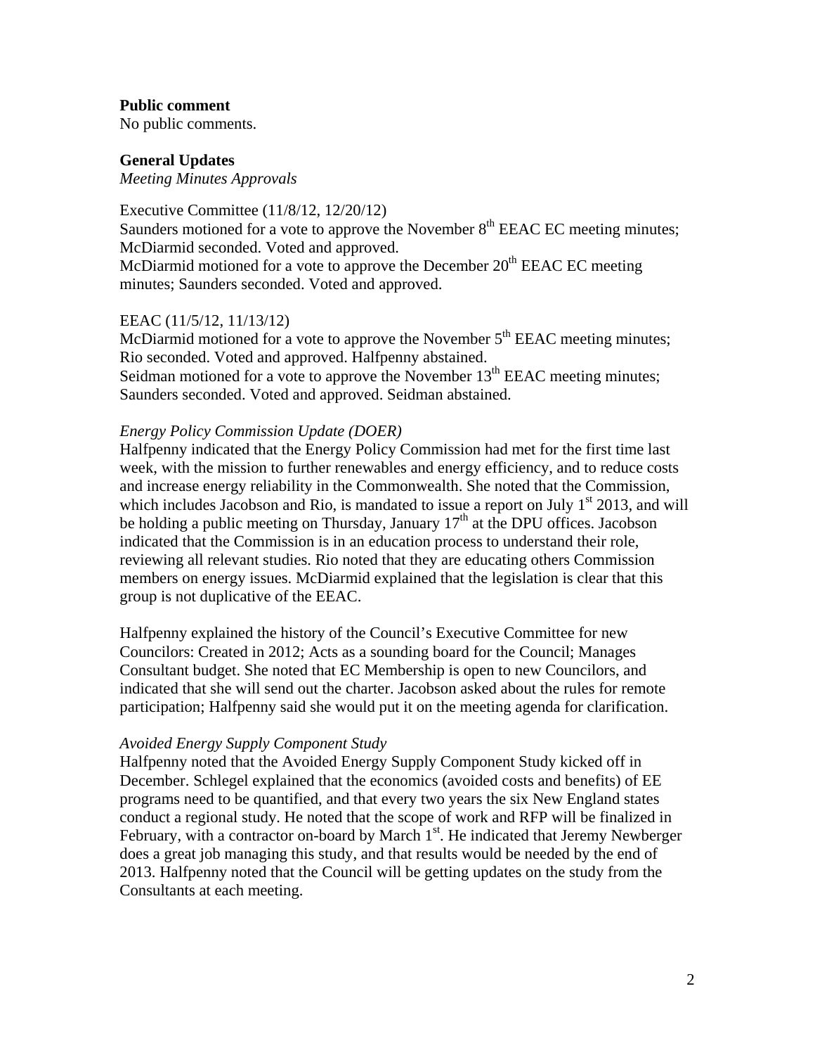**Public comment**
No public comments.

**General Updates**
*Meeting Minutes Approvals*

Executive Committee (11/8/12, 12/20/12)
Saunders motioned for a vote to approve the November 8th EEAC EC meeting minutes; McDiarmid seconded. Voted and approved.
McDiarmid motioned for a vote to approve the December 20th EEAC EC meeting minutes; Saunders seconded. Voted and approved.

EEAC (11/5/12, 11/13/12)
McDiarmid motioned for a vote to approve the November 5th EEAC meeting minutes; Rio seconded. Voted and approved. Halfpenny abstained.
Seidman motioned for a vote to approve the November 13th EEAC meeting minutes; Saunders seconded. Voted and approved. Seidman abstained.

*Energy Policy Commission Update (DOER)*
Halfpenny indicated that the Energy Policy Commission had met for the first time last week, with the mission to further renewables and energy efficiency, and to reduce costs and increase energy reliability in the Commonwealth. She noted that the Commission, which includes Jacobson and Rio, is mandated to issue a report on July 1st 2013, and will be holding a public meeting on Thursday, January 17th at the DPU offices. Jacobson indicated that the Commission is in an education process to understand their role, reviewing all relevant studies. Rio noted that they are educating others Commission members on energy issues. McDiarmid explained that the legislation is clear that this group is not duplicative of the EEAC.

Halfpenny explained the history of the Council's Executive Committee for new Councilors: Created in 2012; Acts as a sounding board for the Council; Manages Consultant budget. She noted that EC Membership is open to new Councilors, and indicated that she will send out the charter. Jacobson asked about the rules for remote participation; Halfpenny said she would put it on the meeting agenda for clarification.

*Avoided Energy Supply Component Study*
Halfpenny noted that the Avoided Energy Supply Component Study kicked off in December. Schlegel explained that the economics (avoided costs and benefits) of EE programs need to be quantified, and that every two years the six New England states conduct a regional study. He noted that the scope of work and RFP will be finalized in February, with a contractor on-board by March 1st. He indicated that Jeremy Newberger does a great job managing this study, and that results would be needed by the end of 2013. Halfpenny noted that the Council will be getting updates on the study from the Consultants at each meeting.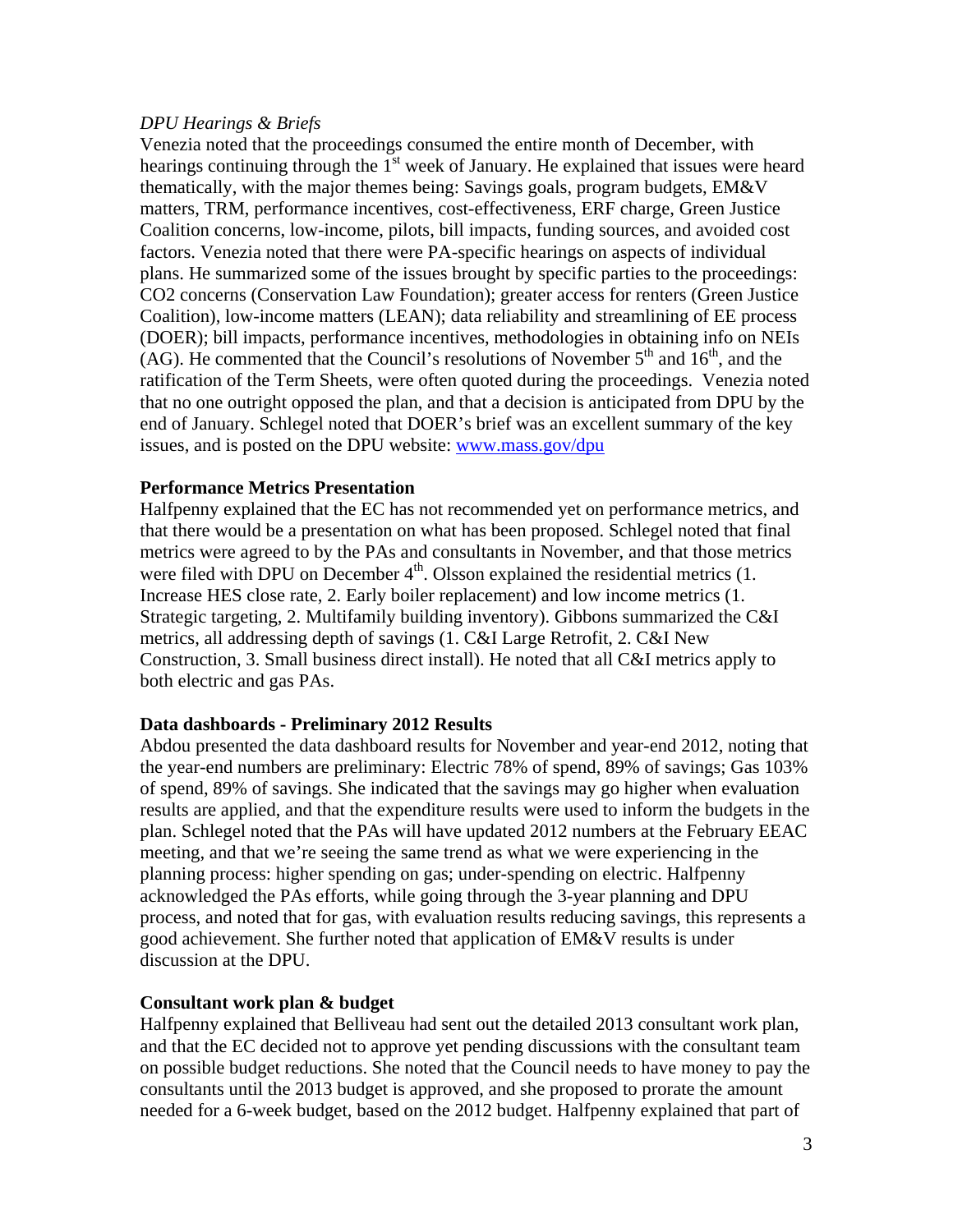*DPU Hearings & Briefs*

Venezia noted that the proceedings consumed the entire month of December, with hearings continuing through the 1st week of January. He explained that issues were heard thematically, with the major themes being: Savings goals, program budgets, EM&V matters, TRM, performance incentives, cost-effectiveness, ERF charge, Green Justice Coalition concerns, low-income, pilots, bill impacts, funding sources, and avoided cost factors. Venezia noted that there were PA-specific hearings on aspects of individual plans. He summarized some of the issues brought by specific parties to the proceedings: CO2 concerns (Conservation Law Foundation); greater access for renters (Green Justice Coalition), low-income matters (LEAN); data reliability and streamlining of EE process (DOER); bill impacts, performance incentives, methodologies in obtaining info on NEIs (AG). He commented that the Council's resolutions of November 5th and 16th, and the ratification of the Term Sheets, were often quoted during the proceedings. Venezia noted that no one outright opposed the plan, and that a decision is anticipated from DPU by the end of January. Schlegel noted that DOER's brief was an excellent summary of the key issues, and is posted on the DPU website: [www.mass.gov/dpu](http://www.mass.gov/dpu)

**Performance Metrics Presentation**

Halfpenny explained that the EC has not recommended yet on performance metrics, and that there would be a presentation on what has been proposed. Schlegel noted that final metrics were agreed to by the PAs and consultants in November, and that those metrics were filed with DPU on December 4th. Olsson explained the residential metrics (1. Increase HES close rate, 2. Early boiler replacement) and low income metrics (1. Strategic targeting, 2. Multifamily building inventory). Gibbons summarized the C&I metrics, all addressing depth of savings (1. C&I Large Retrofit, 2. C&I New Construction, 3. Small business direct install). He noted that all C&I metrics apply to both electric and gas PAs.

**Data dashboards - Preliminary 2012 Results**

Abdou presented the data dashboard results for November and year-end 2012, noting that the year-end numbers are preliminary: Electric 78% of spend, 89% of savings; Gas 103% of spend, 89% of savings. She indicated that the savings may go higher when evaluation results are applied, and that the expenditure results were used to inform the budgets in the plan. Schlegel noted that the PAs will have updated 2012 numbers at the February EEAC meeting, and that we're seeing the same trend as what we were experiencing in the planning process: higher spending on gas; under-spending on electric. Halfpenny acknowledged the PAs efforts, while going through the 3-year planning and DPU process, and noted that for gas, with evaluation results reducing savings, this represents a good achievement. She further noted that application of EM&V results is under discussion at the DPU.

**Consultant work plan & budget**

Halfpenny explained that Belliveau had sent out the detailed 2013 consultant work plan, and that the EC decided not to approve yet pending discussions with the consultant team on possible budget reductions. She noted that the Council needs to have money to pay the consultants until the 2013 budget is approved, and she proposed to prorate the amount needed for a 6-week budget, based on the 2012 budget. Halfpenny explained that part of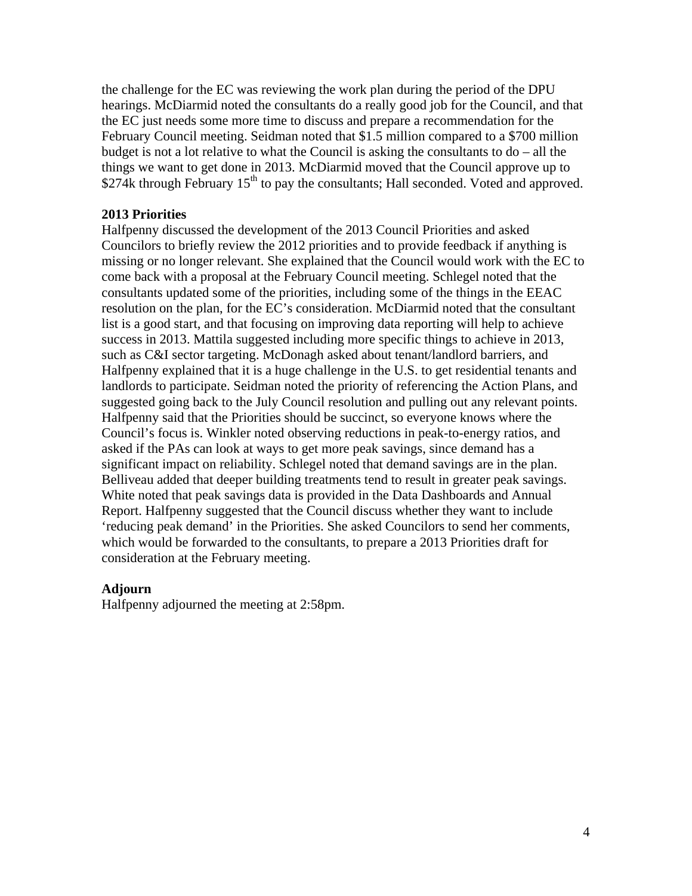the challenge for the EC was reviewing the work plan during the period of the DPU hearings. McDiarmid noted the consultants do a really good job for the Council, and that the EC just needs some more time to discuss and prepare a recommendation for the February Council meeting. Seidman noted that $1.5 million compared to a $700 million budget is not a lot relative to what the Council is asking the consultants to do – all the things we want to get done in 2013. McDiarmid moved that the Council approve up to $274k through February 15th to pay the consultants; Hall seconded. Voted and approved.

**2013 Priorities**

Halfpenny discussed the development of the 2013 Council Priorities and asked Councilors to briefly review the 2012 priorities and to provide feedback if anything is missing or no longer relevant. She explained that the Council would work with the EC to come back with a proposal at the February Council meeting. Schlegel noted that the consultants updated some of the priorities, including some of the things in the EEAC resolution on the plan, for the EC's consideration. McDiarmid noted that the consultant list is a good start, and that focusing on improving data reporting will help to achieve success in 2013. Mattila suggested including more specific things to achieve in 2013, such as C&I sector targeting. McDonagh asked about tenant/landlord barriers, and Halfpenny explained that it is a huge challenge in the U.S. to get residential tenants and landlords to participate. Seidman noted the priority of referencing the Action Plans, and suggested going back to the July Council resolution and pulling out any relevant points. Halfpenny said that the Priorities should be succinct, so everyone knows where the Council's focus is. Winkler noted observing reductions in peak-to-energy ratios, and asked if the PAs can look at ways to get more peak savings, since demand has a significant impact on reliability. Schlegel noted that demand savings are in the plan. Belliveau added that deeper building treatments tend to result in greater peak savings. White noted that peak savings data is provided in the Data Dashboards and Annual Report. Halfpenny suggested that the Council discuss whether they want to include 'reducing peak demand' in the Priorities. She asked Councilors to send her comments, which would be forwarded to the consultants, to prepare a 2013 Priorities draft for consideration at the February meeting.

**Adjourn**

Halfpenny adjourned the meeting at 2:58pm.